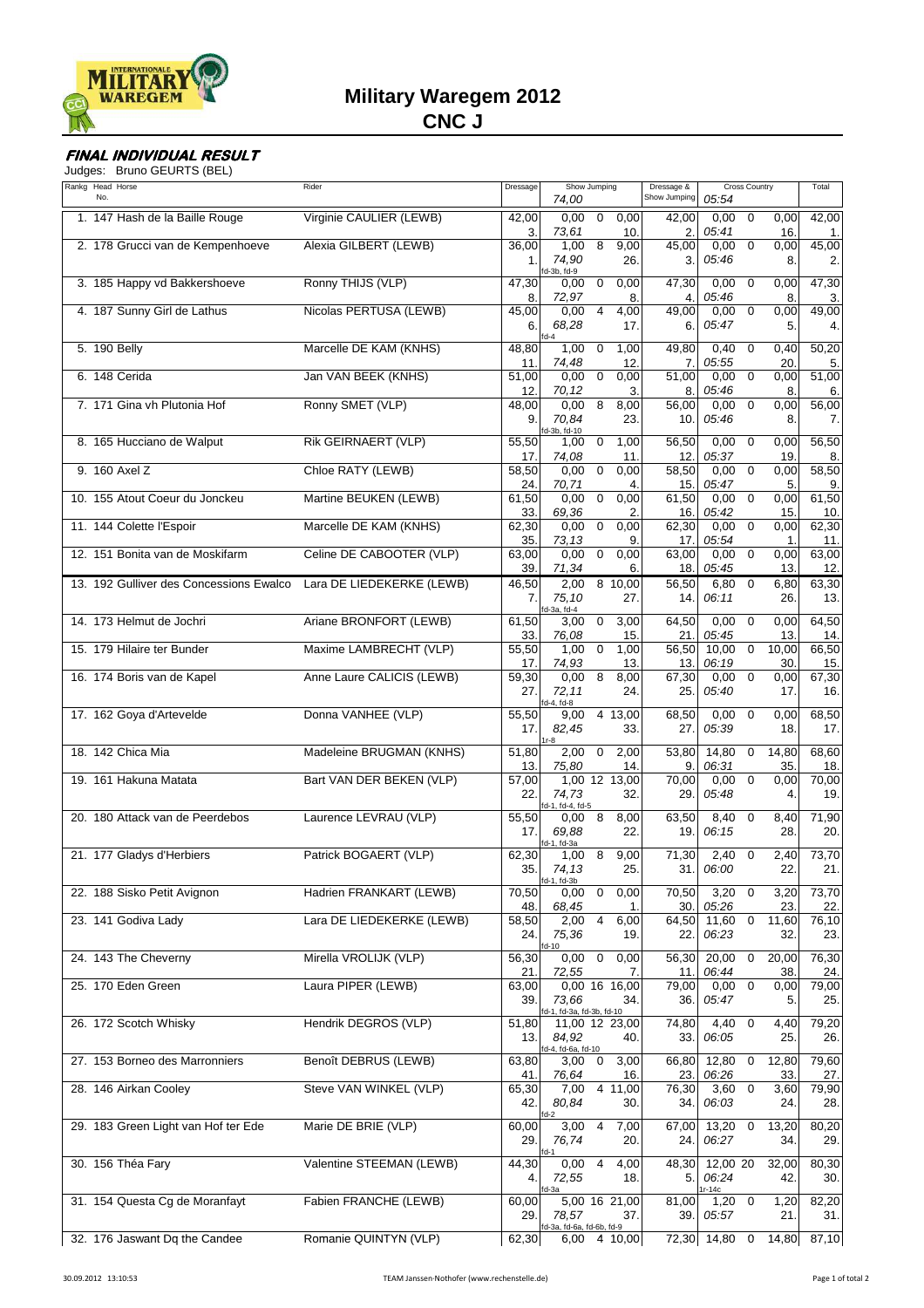# Military Waregem 2012

## CNC J

### FINAL INDIVIDUAL RESULT

Judges: Bruno GEURTS (BEL)

| Rankg | Head No. | Horse | Rider | Dressage | Show Jumping 74,00 | | | Dressage & Show Jumping | Cross Country 05:54 | | | Total |
|---|---|---|---|---|---|---|---|---|---|---|---|---|
| 1. | 147 | Hash de la Baille Rouge | Virginie CAULIER (LEWB) | 42,00 / 3. | 0,00 / 73,61 | 0 | 0,00 / 10. | 42,00 / 2. | 0,00 / 05:41 | 0 | 0,00 / 16. | 42,00 / 1. |
| 2. | 178 | Grucci van de Kempenhoeve | Alexia GILBERT (LEWB) | 36,00 / 1. | 1,00 / 74,90 / fd-3b, fd-9 | 8 | 9,00 / 26. | 45,00 / 3. | 0,00 / 05:46 | 0 | 0,00 / 8. | 45,00 / 2. |
| 3. | 185 | Happy vd Bakkershoeve | Ronny THIJS (VLP) | 47,30 / 8. | 0,00 / 72,97 | 0 | 0,00 / 8. | 47,30 / 4. | 0,00 / 05:46 | 0 | 0,00 / 8. | 47,30 / 3. |
| 4. | 187 | Sunny Girl de Lathus | Nicolas PERTUSA (LEWB) | 45,00 / 6. | 0,00 / 68,28 / fd-4 | 4 | 4,00 / 17. | 49,00 / 6. | 0,00 / 05:47 | 0 | 0,00 / 5. | 49,00 / 4. |
| 5. | 190 | Belly | Marcelle DE KAM (KNHS) | 48,80 / 11. | 1,00 / 74,48 | 0 | 1,00 / 12. | 49,80 / 7. | 0,40 / 05:55 | 0 | 0,40 / 20. | 50,20 / 5. |
| 6. | 148 | Cerida | Jan VAN BEEK (KNHS) | 51,00 / 12. | 0,00 / 70,12 | 0 | 0,00 / 3. | 51,00 / 8. | 0,00 / 05:46 | 0 | 0,00 / 8. | 51,00 / 6. |
| 7. | 171 | Gina vh Plutonia Hof | Ronny SMET (VLP) | 48,00 / 9. | 0,00 / 70,84 / fd-3b, fd-10 | 8 | 8,00 / 23. | 56,00 / 10. | 0,00 / 05:46 | 0 | 0,00 / 8. | 56,00 / 7. |
| 8. | 165 | Hucciano de Walput | Rik GEIRNAERT (VLP) | 55,50 / 17. | 1,00 / 74,08 | 0 | 1,00 / 11. | 56,50 / 12. | 0,00 / 05:37 | 0 | 0,00 / 19. | 56,50 / 8. |
| 9. | 160 | Axel Z | Chloe RATY (LEWB) | 58,50 / 24. | 0,00 / 70,71 | 0 | 0,00 / 4. | 58,50 / 15. | 0,00 / 05:47 | 0 | 0,00 / 5. | 58,50 / 9. |
| 10. | 155 | Atout Coeur du Jonckeu | Martine BEUKEN (LEWB) | 61,50 / 33. | 0,00 / 69,36 | 0 | 0,00 / 2. | 61,50 / 16. | 0,00 / 05:42 | 0 | 0,00 / 15. | 61,50 / 10. |
| 11. | 144 | Colette l'Espoir | Marcelle DE KAM (KNHS) | 62,30 / 35. | 0,00 / 73,13 | 0 | 0,00 / 9. | 62,30 / 17. | 0,00 / 05:54 | 0 | 0,00 / 1. | 62,30 / 11. |
| 12. | 151 | Bonita van de Moskifarm | Celine DE CABOOTER (VLP) | 63,00 / 39. | 0,00 / 71,34 | 0 | 0,00 / 6. | 63,00 / 18. | 0,00 / 05:45 | 0 | 0,00 / 13. | 63,00 / 12. |
| 13. | 192 | Gulliver des Concessions Ewalco | Lara DE LIEDEKERKE (LEWB) | 46,50 / 7. | 2,00 / 75,10 / fd-3a, fd-4 | 8 | 10,00 / 27. | 56,50 / 14. | 6,80 / 06:11 | 0 | 6,80 / 26. | 63,30 / 13. |
| 14. | 173 | Helmut de Jochri | Ariane BRONFORT (LEWB) | 61,50 / 33. | 3,00 / 76,08 | 0 | 3,00 / 15. | 64,50 / 21. | 0,00 / 05:45 | 0 | 0,00 / 13. | 64,50 / 14. |
| 15. | 179 | Hilaire ter Bunder | Maxime LAMBRECHT (VLP) | 55,50 / 17. | 1,00 / 74,93 | 0 | 1,00 / 13. | 56,50 / 13. | 10,00 / 06:19 | 0 | 10,00 / 30. | 66,50 / 15. |
| 16. | 174 | Boris van de Kapel | Anne Laure CALICIS (LEWB) | 59,30 / 27. | 0,00 / 72,11 / fd-4, fd-8 | 8 | 8,00 / 24. | 67,30 / 25. | 0,00 / 05:40 | 0 | 0,00 / 17. | 67,30 / 16. |
| 17. | 162 | Goya d'Artevelde | Donna VANHEE (VLP) | 55,50 / 17. | 9,00 / 82,45 / 1r-8 | 4 | 13,00 / 33. | 68,50 / 27. | 0,00 / 05:39 | 0 | 0,00 / 18. | 68,50 / 17. |
| 18. | 142 | Chica Mia | Madeleine BRUGMAN (KNHS) | 51,80 / 13. | 2,00 / 75,80 | 0 | 2,00 / 14. | 53,80 / 9. | 14,80 / 06:31 | 0 | 14,80 / 35. | 68,60 / 18. |
| 19. | 161 | Hakuna Matata | Bart VAN DER BEKEN (VLP) | 57,00 / 22. | 1,00 / 74,73 / fd-1, fd-4, fd-5 | 12 | 13,00 / 32. | 70,00 / 29. | 0,00 / 05:48 | 0 | 0,00 / 4. | 70,00 / 19. |
| 20. | 180 | Attack van de Peerdebos | Laurence LEVRAU (VLP) | 55,50 / 17. | 0,00 / 69,88 / fd-1, fd-3a | 8 | 8,00 / 22. | 63,50 / 19. | 8,40 / 06:15 | 0 | 8,40 / 28. | 71,90 / 20. |
| 21. | 177 | Gladys d'Herbiers | Patrick BOGAERT (VLP) | 62,30 / 35. | 1,00 / 74,13 / fd-1, fd-3b | 8 | 9,00 / 25. | 71,30 / 31. | 2,40 / 06:00 | 0 | 2,40 / 22. | 73,70 / 21. |
| 22. | 188 | Sisko Petit Avignon | Hadrien FRANKART (LEWB) | 70,50 / 48. | 0,00 / 68,45 | 0 | 0,00 / 1. | 70,50 / 30. | 3,20 / 05:26 | 0 | 3,20 / 23. | 73,70 / 22. |
| 23. | 141 | Godiva Lady | Lara DE LIEDEKERKE (LEWB) | 58,50 / 24. | 2,00 / 75,36 / fd-10 | 4 | 6,00 / 19. | 64,50 / 22. | 11,60 / 06:23 | 0 | 11,60 / 32. | 76,10 / 23. |
| 24. | 143 | The Cheverny | Mirella VROLIJK (VLP) | 56,30 / 21. | 0,00 / 72,55 | 0 | 0,00 / 7. | 56,30 / 11. | 20,00 / 06:44 | 0 | 20,00 / 38. | 76,30 / 24. |
| 25. | 170 | Eden Green | Laura PIPER (LEWB) | 63,00 / 39. | 0,00 / 73,66 / fd-1, fd-3a, fd-3b, fd-10 | 16 | 16,00 / 34. | 79,00 / 36. | 0,00 / 05:47 | 0 | 0,00 / 5. | 79,00 / 25. |
| 26. | 172 | Scotch Whisky | Hendrik DEGROS (VLP) | 51,80 / 13. | 11,00 / 84,92 / fd-4, fd-6a, fd-10 | 12 | 23,00 / 40. | 74,80 / 33. | 4,40 / 06:05 | 0 | 4,40 / 25. | 79,20 / 26. |
| 27. | 153 | Borneo des Marronniers | Benoît DEBRUS (LEWB) | 63,80 / 41. | 3,00 / 76,64 | 0 | 3,00 / 16. | 66,80 / 23. | 12,80 / 06:26 | 0 | 12,80 / 33. | 79,60 / 27. |
| 28. | 146 | Airkan Cooley | Steve VAN WINKEL (VLP) | 65,30 / 42. | 7,00 / 80,84 / fd-2 | 4 | 11,00 / 30. | 76,30 / 34. | 3,60 / 06:03 | 0 | 3,60 / 24. | 79,90 / 28. |
| 29. | 183 | Green Light van Hof ter Ede | Marie DE BRIE (VLP) | 60,00 / 29. | 3,00 / 76,74 / fd-1 | 4 | 7,00 / 20. | 67,00 / 24. | 13,20 / 06:27 | 0 | 13,20 / 34. | 80,20 / 29. |
| 30. | 156 | Théa Fary | Valentine STEEMAN (LEWB) | 44,30 / 4. | 0,00 / 72,55 / fd-3a | 4 | 4,00 / 18. | 48,30 / 5. | 12,00 / 06:24 / 1r-14c | 20 | 32,00 / 42. | 80,30 / 30. |
| 31. | 154 | Questa Cg de Moranfayt | Fabien FRANCHE (LEWB) | 60,00 / 29. | 5,00 / 78,57 / fd-3a, fd-6a, fd-6b, fd-9 | 16 | 21,00 / 37. | 81,00 / 39. | 1,20 / 05:57 | 0 | 1,20 / 21. | 82,20 / 31. |
| 32. | 176 | Jaswant Dq the Candee | Romanie QUINTYN (VLP) | 62,30 | 6,00 | 4 | 10,00 | 72,30 | 14,80 | 0 | 14,80 | 87,10 |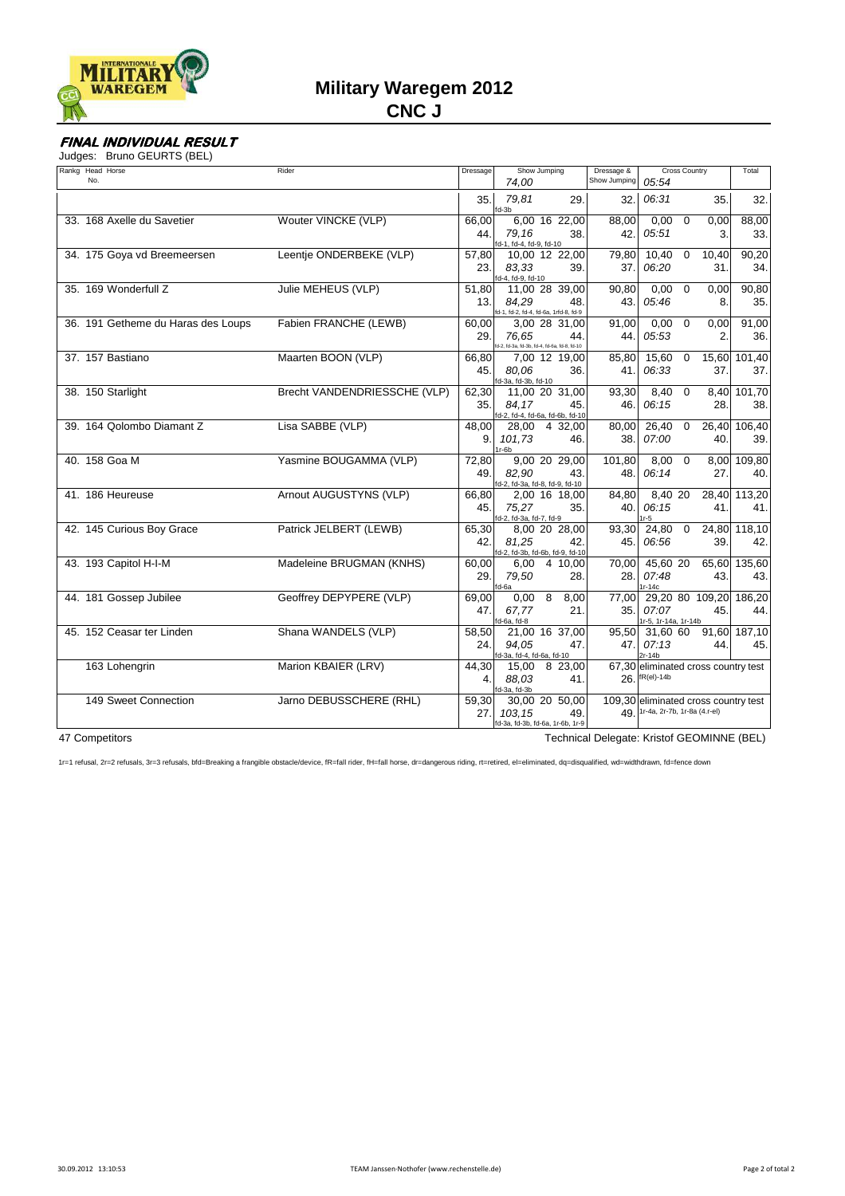# Military Waregem 2012

## CNC J

**FINAL INDIVIDUAL RESULT**

Judges: Bruno GEURTS (BEL)

| Rankg | Head No. | Horse | Rider | Dressage | Show Jumping 74,00 | Dressage & Show Jumping | Cross Country 05:54 | Total |
|---|---|---|---|---|---|---|---|---|
| | | | | 35. | 79,81 29. fd-3b | 32. | 06:31 35. | 32. |
| 33. | 168 | Axelle du Savetier | Wouter VINCKE (VLP) | 66,00 44. | 6,00 16 22,00 79,16 38. fd-1, fd-4, fd-9, fd-10 | 88,00 42. | 0,00 0 0,00 05:51 3. | 88,00 33. |
| 34. | 175 | Goya vd Breemeersen | Leentje ONDERBEKE (VLP) | 57,80 23. | 10,00 12 22,00 83,33 39. fd-4, fd-9, fd-10 | 79,80 37. | 10,40 0 10,40 06:20 31. | 90,20 34. |
| 35. | 169 | Wonderfull Z | Julie MEHEUS (VLP) | 51,80 13. | 11,00 28 39,00 84,29 48. fd-1, fd-2, fd-4, fd-6a, 1rfd-8, fd-9 | 90,80 43. | 0,00 0 0,00 05:46 8. | 90,80 35. |
| 36. | 191 | Getheme du Haras des Loups | Fabien FRANCHE (LEWB) | 60,00 29. | 3,00 28 31,00 76,65 44. fd-2, fd-3a, fd-3b, fd-4, fd-6a, fd-8, fd-10 | 91,00 44. | 0,00 0 0,00 05:53 2. | 91,00 36. |
| 37. | 157 | Bastiano | Maarten BOON (VLP) | 66,80 45. | 7,00 12 19,00 80,06 36. fd-3a, fd-3b, fd-10 | 85,80 41. | 15,60 0 15,60 06:33 37. | 101,40 37. |
| 38. | 150 | Starlight | Brecht VANDENDRIESSCHE (VLP) | 62,30 35. | 11,00 20 31,00 84,17 45. fd-2, fd-4, fd-6a, fd-6b, fd-10 | 93,30 46. | 8,40 0 8,40 06:15 28. | 101,70 38. |
| 39. | 164 | Qolombo Diamant Z | Lisa SABBE (VLP) | 48,00 9. | 28,00 4 32,00 101,73 46. 1r-6b | 80,00 38. | 26,40 0 26,40 07:00 40. | 106,40 39. |
| 40. | 158 | Goa M | Yasmine BOUGAMMA (VLP) | 72,80 49. | 9,00 20 29,00 82,90 43. fd-2, fd-3a, fd-8, fd-9, fd-10 | 101,80 48. | 8,00 0 8,00 06:14 27. | 109,80 40. |
| 41. | 186 | Heureuse | Arnout AUGUSTYNS (VLP) | 66,80 45. | 2,00 16 18,00 75,27 35. fd-2, fd-3a, fd-7, fd-9 | 84,80 40. | 8,40 20 28,40 06:15 41. 1r-5 | 113,20 41. |
| 42. | 145 | Curious Boy Grace | Patrick JELBERT (LEWB) | 65,30 42. | 8,00 20 28,00 81,25 42. fd-2, fd-3b, fd-6b, fd-9, fd-10 | 93,30 45. | 24,80 0 24,80 06:56 39. | 118,10 42. |
| 43. | 193 | Capitol H-I-M | Madeleine BRUGMAN (KNHS) | 60,00 29. | 6,00 4 10,00 79,50 28. fd-6a | 70,00 28. | 45,60 20 65,60 07:48 43. 1r-14c | 135,60 43. |
| 44. | 181 | Gossep Jubilee | Geoffrey DEPYPERE (VLP) | 69,00 47. | 0,00 8 8,00 67,77 21. fd-6a, fd-8 | 77,00 35. | 29,20 80 109,20 07:07 45. 1r-5, 1r-14a, 1r-14b | 186,20 44. |
| 45. | 152 | Ceasar ter Linden | Shana WANDELS (VLP) | 58,50 24. | 21,00 16 37,00 94,05 47. fd-3a, fd-4, fd-6a, fd-10 | 95,50 47. | 31,60 60 91,60 07:13 44. 2r-14b | 187,10 45. |
| | 163 | Lohengrin | Marion KBAIER (LRV) | 44,30 4. | 15,00 8 23,00 88,03 41. fd-3a, fd-3b | 67,30 26. | eliminated cross country test fR(el)-14b | |
| | 149 | Sweet Connection | Jarno DEBUSSCHERE (RHL) | 59,30 27. | 30,00 20 50,00 103,15 49. fd-3a, fd-3b, fd-6a, 1r-6b, 1r-9 | 109,30 49. | eliminated cross country test 1r-4a, 2r-7b, 1r-8a (4.r-el) | |

47 Competitors

Technical Delegate: Kristof GEOMINNE (BEL)

1r=1 refusal, 2r=2 refusals, 3r=3 refusals, bfd=Breaking a frangible obstacle/device, fR=fall rider, fH=fall horse, dr=dangerous riding, rt=retired, el=eliminated, dq=disqualified, wd=widthdrawn, fd=fence down

30.09.2012 13:10:53 TEAM Janssen-Nothofer (www.rechenstelle.de)